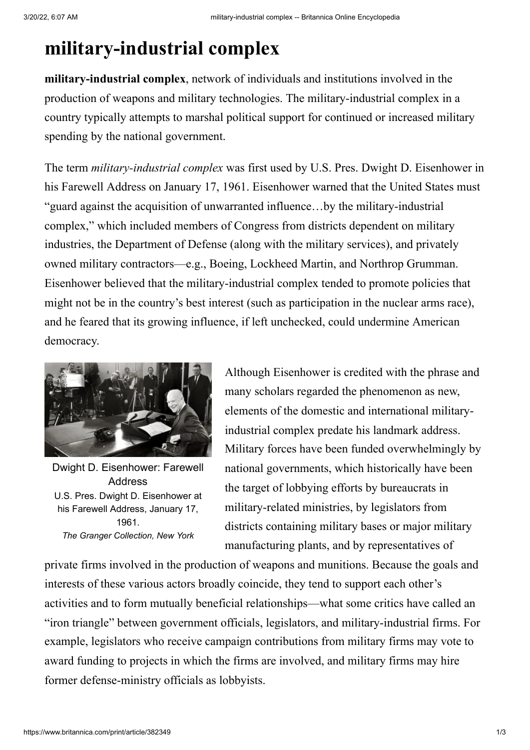# military-industrial complex

**military-industrial complex**, network of individuals and institutions involved in the production of weapons and military technologies. The military-industrial complex in a country typically attempts to marshal political support for continued or increased military spending by the national government.

The term *military-industrial complex* was first used by U.S. Pres. Dwight D. Eisenhower in his Farewell Address on January 17, 1961. Eisenhower warned that the United States must "guard against the acquisition of unwarranted influence…by the military-industrial complex," which included members of Congress from districts dependent on military industries, the Department of Defense (along with the military services), and privately owned military contractors—e.g., Boeing, Lockheed Martin, and Northrop Grumman. Eisenhower believed that the military-industrial complex tended to promote policies that might not be in the country's best interest (such as participation in the nuclear arms race), and he feared that its growing influence, if left unchecked, could undermine American democracy.

Dwight D. Eisenhower: Farewell Address
U.S. Pres. Dwight D. Eisenhower at his Farewell Address, January 17, 1961.
*The Granger Collection, New York*

Although Eisenhower is credited with the phrase and many scholars regarded the phenomenon as new, elements of the domestic and international military-industrial complex predate his landmark address. Military forces have been funded overwhelmingly by national governments, which historically have been the target of lobbying efforts by bureaucrats in military-related ministries, by legislators from districts containing military bases or major military manufacturing plants, and by representatives of private firms involved in the production of weapons and munitions. Because the goals and interests of these various actors broadly coincide, they tend to support each other's activities and to form mutually beneficial relationships—what some critics have called an "iron triangle" between government officials, legislators, and military-industrial firms. For example, legislators who receive campaign contributions from military firms may vote to award funding to projects in which the firms are involved, and military firms may hire former defense-ministry officials as lobbyists.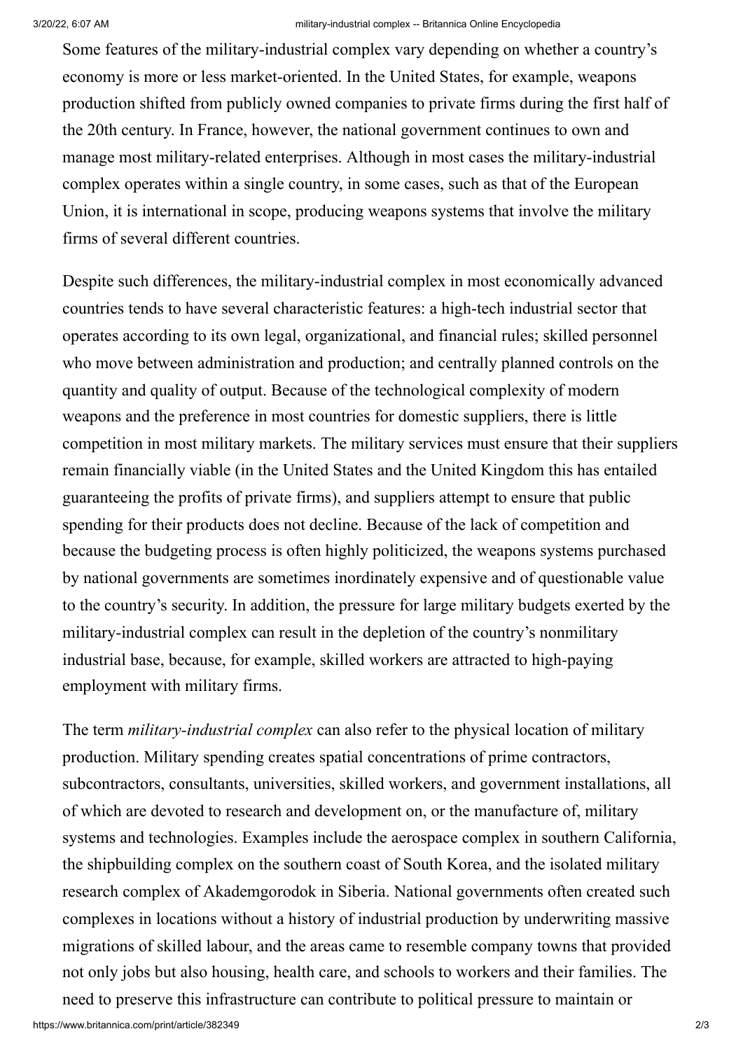Some features of the military-industrial complex vary depending on whether a country's economy is more or less market-oriented. In the United States, for example, weapons production shifted from publicly owned companies to private firms during the first half of the 20th century. In France, however, the national government continues to own and manage most military-related enterprises. Although in most cases the military-industrial complex operates within a single country, in some cases, such as that of the European Union, it is international in scope, producing weapons systems that involve the military firms of several different countries.

Despite such differences, the military-industrial complex in most economically advanced countries tends to have several characteristic features: a high-tech industrial sector that operates according to its own legal, organizational, and financial rules; skilled personnel who move between administration and production; and centrally planned controls on the quantity and quality of output. Because of the technological complexity of modern weapons and the preference in most countries for domestic suppliers, there is little competition in most military markets. The military services must ensure that their suppliers remain financially viable (in the United States and the United Kingdom this has entailed guaranteeing the profits of private firms), and suppliers attempt to ensure that public spending for their products does not decline. Because of the lack of competition and because the budgeting process is often highly politicized, the weapons systems purchased by national governments are sometimes inordinately expensive and of questionable value to the country's security. In addition, the pressure for large military budgets exerted by the military-industrial complex can result in the depletion of the country's nonmilitary industrial base, because, for example, skilled workers are attracted to high-paying employment with military firms.

The term *military-industrial complex* can also refer to the physical location of military production. Military spending creates spatial concentrations of prime contractors, subcontractors, consultants, universities, skilled workers, and government installations, all of which are devoted to research and development on, or the manufacture of, military systems and technologies. Examples include the aerospace complex in southern California, the shipbuilding complex on the southern coast of South Korea, and the isolated military research complex of Akademgorodok in Siberia. National governments often created such complexes in locations without a history of industrial production by underwriting massive migrations of skilled labour, and the areas came to resemble company towns that provided not only jobs but also housing, health care, and schools to workers and their families. The need to preserve this infrastructure can contribute to political pressure to maintain or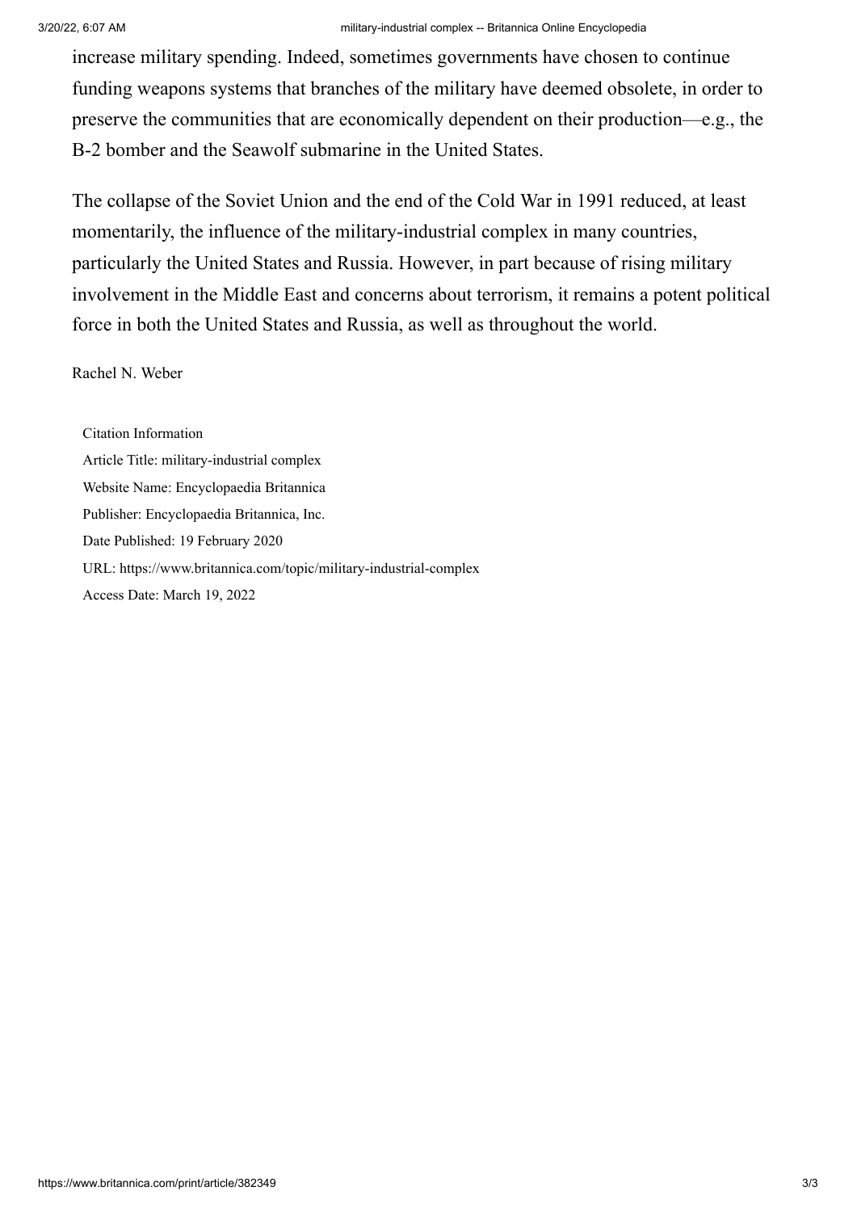increase military spending. Indeed, sometimes governments have chosen to continue funding weapons systems that branches of the military have deemed obsolete, in order to preserve the communities that are economically dependent on their production—e.g., the B-2 bomber and the Seawolf submarine in the United States.

The collapse of the Soviet Union and the end of the Cold War in 1991 reduced, at least momentarily, the influence of the military-industrial complex in many countries, particularly the United States and Russia. However, in part because of rising military involvement in the Middle East and concerns about terrorism, it remains a potent political force in both the United States and Russia, as well as throughout the world.

Rachel N. Weber

Citation Information

Article Title: military-industrial complex

Website Name: Encyclopaedia Britannica

Publisher: Encyclopaedia Britannica, Inc.

Date Published: 19 February 2020

URL: https://www.britannica.com/topic/military-industrial-complex

Access Date: March 19, 2022